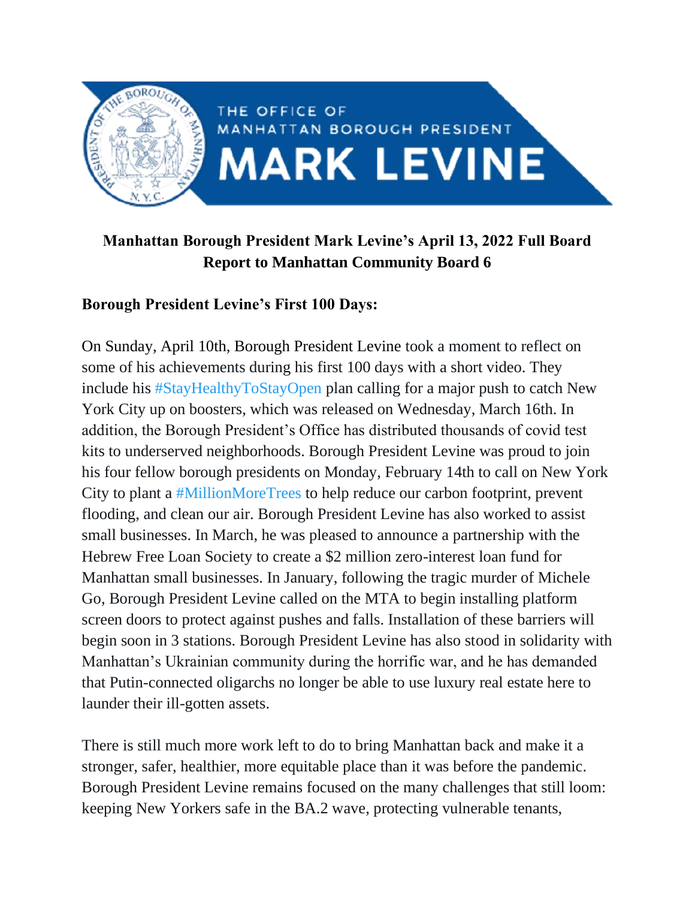THE OFFICE OF MANHATTAN BOROUGH PRESIDENT MARK LEVINE

**Manhattan Borough President Mark Levine's April 13, 2022 Full Board Report to Manhattan Community Board 6**

**Borough President Levine's First 100 Days:**

On Sunday, April 10th, Borough President Levine took a moment to reflect on some of his achievements during his first 100 days with a short video. They include his #StayHealthyToStayOpen plan calling for a major push to catch New York City up on boosters, which was released on Wednesday, March 16th. In addition, the Borough President's Office has distributed thousands of covid test kits to underserved neighborhoods. Borough President Levine was proud to join his four fellow borough presidents on Monday, February 14th to call on New York City to plant a #MillionMoreTrees to help reduce our carbon footprint, prevent flooding, and clean our air. Borough President Levine has also worked to assist small businesses. In March, he was pleased to announce a partnership with the Hebrew Free Loan Society to create a $2 million zero-interest loan fund for Manhattan small businesses. In January, following the tragic murder of Michele Go, Borough President Levine called on the MTA to begin installing platform screen doors to protect against pushes and falls. Installation of these barriers will begin soon in 3 stations. Borough President Levine has also stood in solidarity with Manhattan's Ukrainian community during the horrific war, and he has demanded that Putin-connected oligarchs no longer be able to use luxury real estate here to launder their ill-gotten assets.

There is still much more work left to do to bring Manhattan back and make it a stronger, safer, healthier, more equitable place than it was before the pandemic. Borough President Levine remains focused on the many challenges that still loom: keeping New Yorkers safe in the BA.2 wave, protecting vulnerable tenants,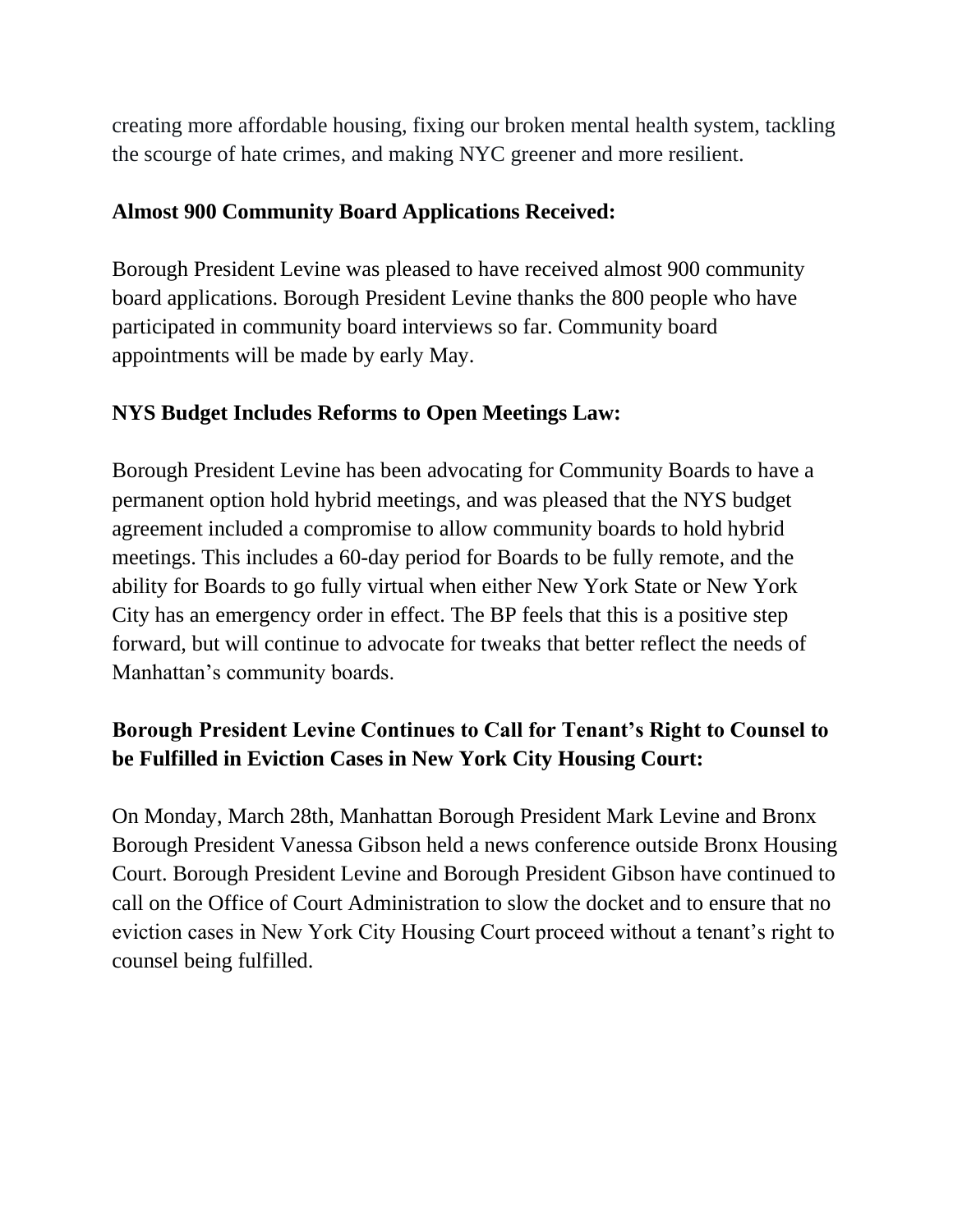creating more affordable housing, fixing our broken mental health system, tackling the scourge of hate crimes, and making NYC greener and more resilient.

**Almost 900 Community Board Applications Received:**

Borough President Levine was pleased to have received almost 900 community board applications. Borough President Levine thanks the 800 people who have participated in community board interviews so far. Community board appointments will be made by early May.

**NYS Budget Includes Reforms to Open Meetings Law:**

Borough President Levine has been advocating for Community Boards to have a permanent option hold hybrid meetings, and was pleased that the NYS budget agreement included a compromise to allow community boards to hold hybrid meetings. This includes a 60-day period for Boards to be fully remote, and the ability for Boards to go fully virtual when either New York State or New York City has an emergency order in effect. The BP feels that this is a positive step forward, but will continue to advocate for tweaks that better reflect the needs of Manhattan's community boards.

**Borough President Levine Continues to Call for Tenant's Right to Counsel to be Fulfilled in Eviction Cases in New York City Housing Court:**

On Monday, March 28th, Manhattan Borough President Mark Levine and Bronx Borough President Vanessa Gibson held a news conference outside Bronx Housing Court. Borough President Levine and Borough President Gibson have continued to call on the Office of Court Administration to slow the docket and to ensure that no eviction cases in New York City Housing Court proceed without a tenant's right to counsel being fulfilled.